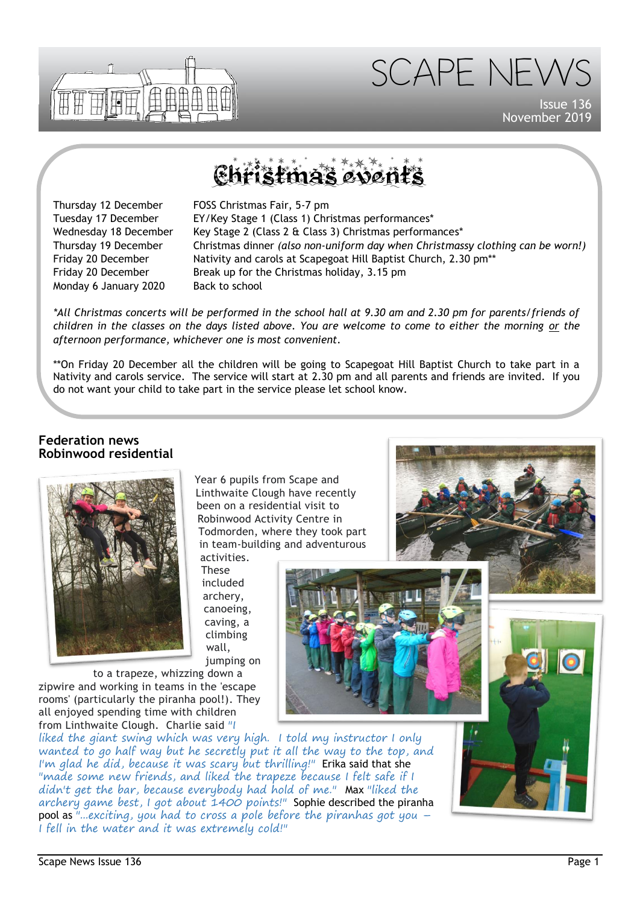# SCAPE NEWS

Issue 136
November 2019

## Christmas events

| | |
|---|---|
| Thursday 12 December | FOSS Christmas Fair, 5-7 pm |
| Tuesday 17 December | EY/Key Stage 1 (Class 1) Christmas performances* |
| Wednesday 18 December | Key Stage 2 (Class 2 & Class 3) Christmas performances* |
| Thursday 19 December | Christmas dinner *(also non-uniform day when Christmassy clothing can be worn!)* |
| Friday 20 December | Nativity and carols at Scapegoat Hill Baptist Church, 2.30 pm** |
| Friday 20 December | Break up for the Christmas holiday, 3.15 pm |
| Monday 6 January 2020 | Back to school |

*\*All Christmas concerts will be performed in the school hall at 9.30 am and 2.30 pm for parents/friends of children in the classes on the days listed above. You are welcome to come to either the morning or the afternoon performance, whichever one is most convenient.*

**On Friday 20 December all the children will be going to Scapegoat Hill Baptist Church to take part in a Nativity and carols service. The service will start at 2.30 pm and all parents and friends are invited. If you do not want your child to take part in the service please let school know.

## Federation news
## Robinwood residential

Year 6 pupils from Scape and Linthwaite Clough have recently been on a residential visit to Robinwood Activity Centre in Todmorden, where they took part in team-building and adventurous activities. These included archery, canoeing, caving, a climbing wall, jumping on to a trapeze, whizzing down a zipwire and working in teams in the 'escape rooms' (particularly the piranha pool!). They all enjoyed spending time with children from Linthwaite Clough. Charlie said *"I liked the giant swing which was very high. I told my instructor I only wanted to go half way but he secretly put it all the way to the top, and I'm glad he did, because it was scary but thrilling!"* Erika said that she *"made some new friends, and liked the trapeze because I felt safe if I didn't get the bar, because everybody had hold of me."* Max *"liked the archery game best, I got about 1400 points!"* Sophie described the piranha pool as *"...exciting, you had to cross a pole before the piranhas got you – I fell in the water and it was extremely cold!"*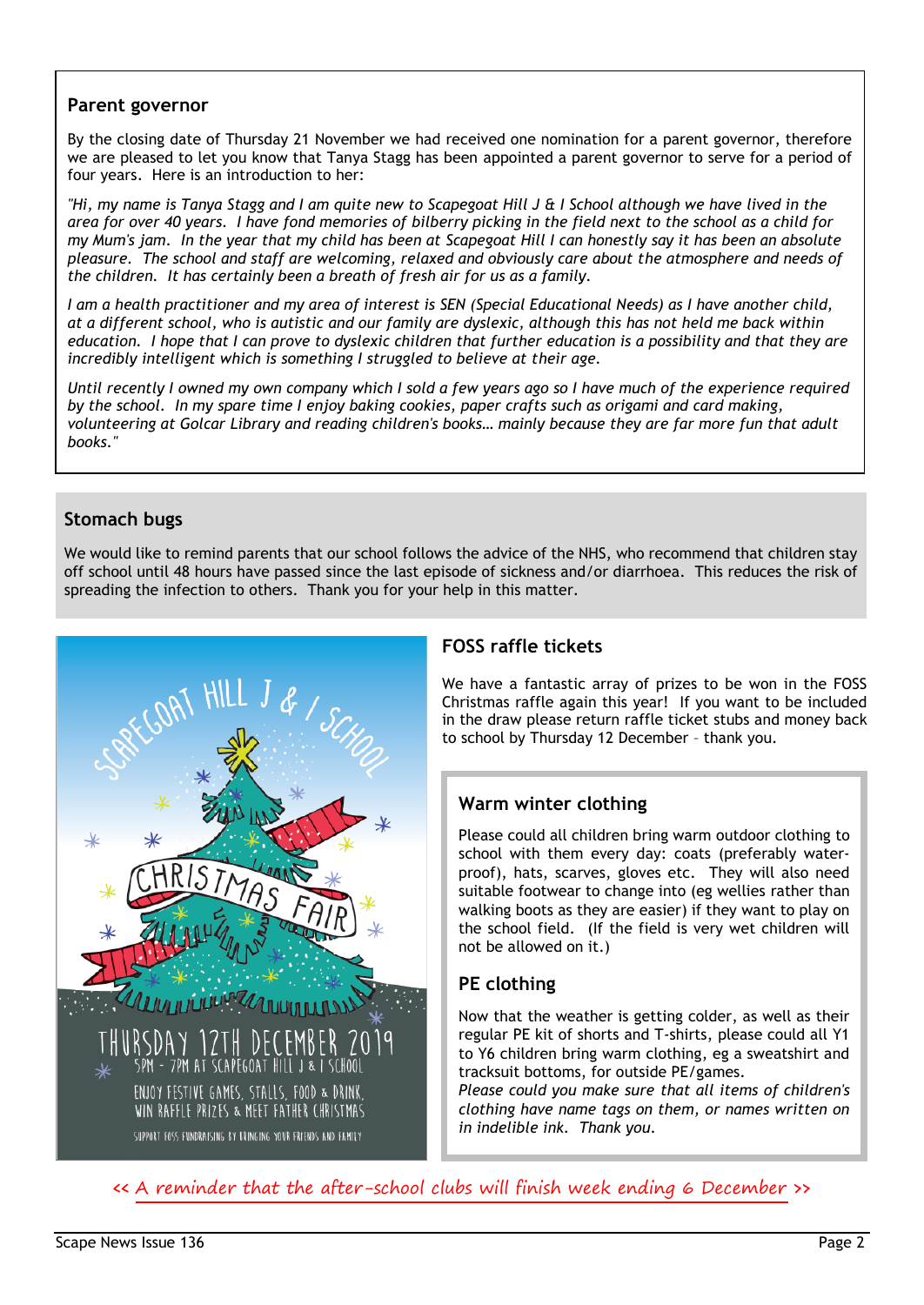## Parent governor

By the closing date of Thursday 21 November we had received one nomination for a parent governor, therefore we are pleased to let you know that Tanya Stagg has been appointed a parent governor to serve for a period of four years. Here is an introduction to her:

*"Hi, my name is Tanya Stagg and I am quite new to Scapegoat Hill J & I School although we have lived in the area for over 40 years. I have fond memories of bilberry picking in the field next to the school as a child for my Mum's jam. In the year that my child has been at Scapegoat Hill I can honestly say it has been an absolute pleasure. The school and staff are welcoming, relaxed and obviously care about the atmosphere and needs of the children. It has certainly been a breath of fresh air for us as a family.*

*I am a health practitioner and my area of interest is SEN (Special Educational Needs) as I have another child, at a different school, who is autistic and our family are dyslexic, although this has not held me back within education. I hope that I can prove to dyslexic children that further education is a possibility and that they are incredibly intelligent which is something I struggled to believe at their age.*

*Until recently I owned my own company which I sold a few years ago so I have much of the experience required by the school. In my spare time I enjoy baking cookies, paper crafts such as origami and card making, volunteering at Golcar Library and reading children's books… mainly because they are far more fun that adult books."*

## Stomach bugs

We would like to remind parents that our school follows the advice of the NHS, who recommend that children stay off school until 48 hours have passed since the last episode of sickness and/or diarrhoea. This reduces the risk of spreading the infection to others. Thank you for your help in this matter.

SCAPEGOAT HILL J & I SCHOOL

CHRISTMAS FAIR

THURSDAY 12TH DECEMBER 2019

5PM - 7PM AT SCAPEGOAT HILL J & I SCHOOL

ENJOY FESTIVE GAMES, STALLS, FOOD & DRINK, WIN RAFFLE PRIZES & MEET FATHER CHRISTMAS

SUPPORT FOSS FUNDRAISING BY BRINGING YOUR FRIENDS AND FAMILY

## FOSS raffle tickets

We have a fantastic array of prizes to be won in the FOSS Christmas raffle again this year! If you want to be included in the draw please return raffle ticket stubs and money back to school by Thursday 12 December – thank you.

## Warm winter clothing

Please could all children bring warm outdoor clothing to school with them every day: coats (preferably water-proof), hats, scarves, gloves etc. They will also need suitable footwear to change into (eg wellies rather than walking boots as they are easier) if they want to play on the school field. (If the field is very wet children will not be allowed on it.)

## PE clothing

Now that the weather is getting colder, as well as their regular PE kit of shorts and T-shirts, please could all Y1 to Y6 children bring warm clothing, eg a sweatshirt and tracksuit bottoms, for outside PE/games.

*Please could you make sure that all items of children's clothing have name tags on them, or names written on in indelible ink. Thank you.*

<< A reminder that the after-school clubs will finish week ending 6 December >>